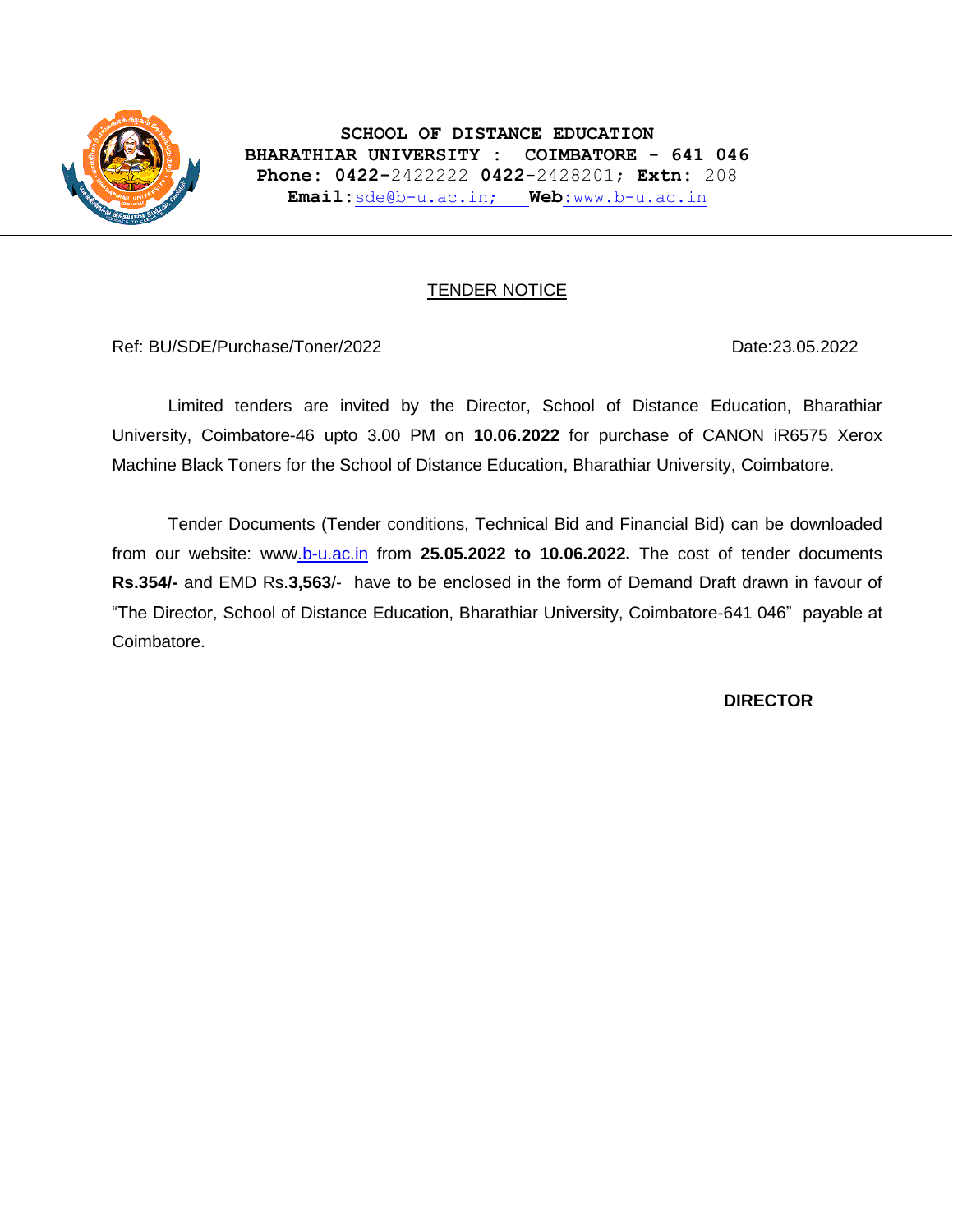**SCHOOL OF DISTANCE EDUCATION**
**BHARATHIAR UNIVERSITY : COIMBATORE – 641 046**
**Phone: 0422-**2422222 **0422**-2428201; **Extn:** 208
**Email:**sde@b-u.ac.in; **Web**:www.b-u.ac.in

## TENDER NOTICE

Ref: BU/SDE/Purchase/Toner/2022 Date:23.05.2022

Limited tenders are invited by the Director, School of Distance Education, Bharathiar University, Coimbatore-46 upto 3.00 PM on **10.06.2022** for purchase of CANON iR6575 Xerox Machine Black Toners for the School of Distance Education, Bharathiar University, Coimbatore.

Tender Documents (Tender conditions, Technical Bid and Financial Bid) can be downloaded from our website: www.b-u.ac.in from **25.05.2022 to 10.06.2022.** The cost of tender documents **Rs.354/-** and EMD Rs.**3,563**/- have to be enclosed in the form of Demand Draft drawn in favour of "The Director, School of Distance Education, Bharathiar University, Coimbatore-641 046" payable at Coimbatore.

**DIRECTOR**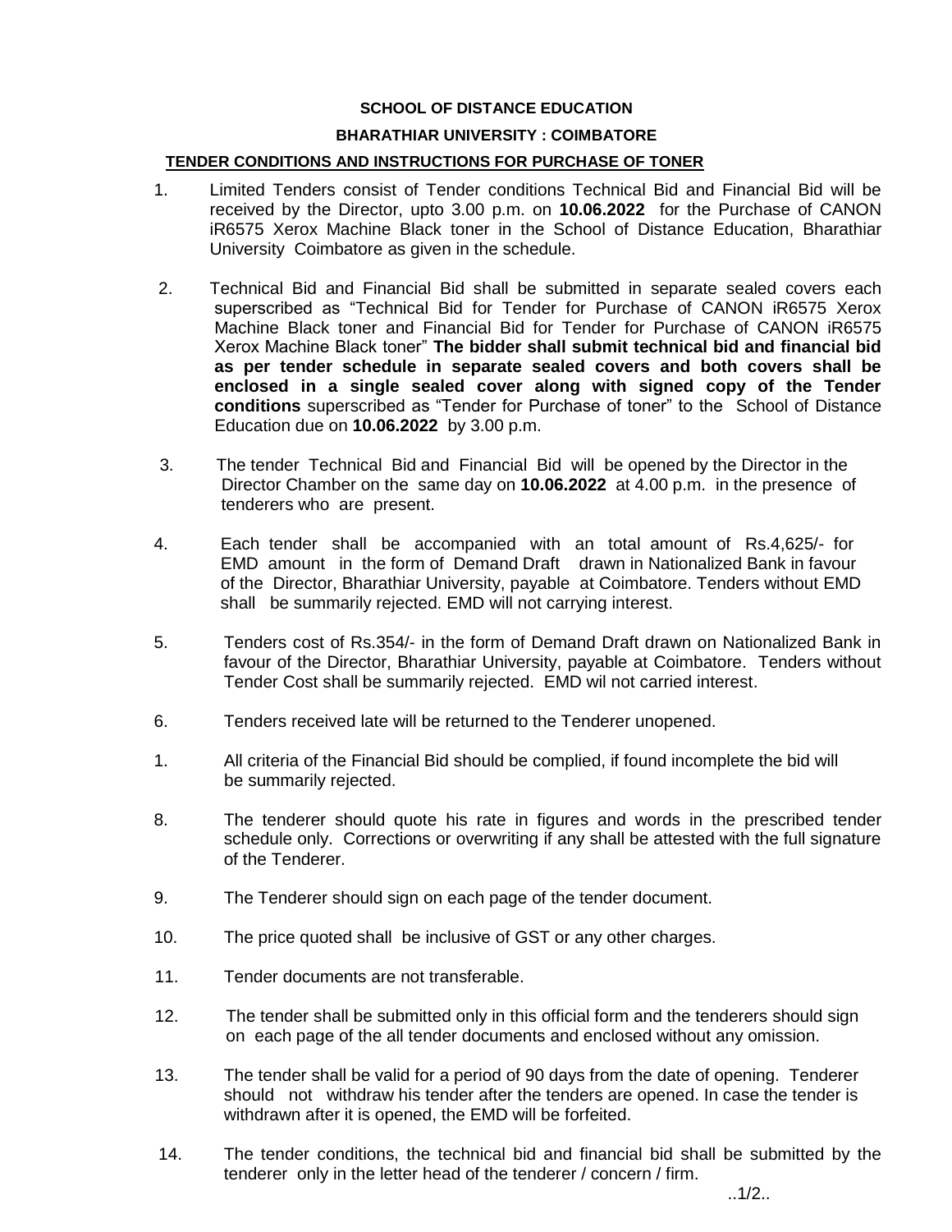**SCHOOL OF DISTANCE EDUCATION**

**BHARATHIAR UNIVERSITY : COIMBATORE**

**TENDER CONDITIONS AND INSTRUCTIONS FOR PURCHASE OF TONER**

1. Limited Tenders consist of Tender conditions Technical Bid and Financial Bid will be received by the Director, upto 3.00 p.m. on **10.06.2022** for the Purchase of CANON iR6575 Xerox Machine Black toner in the School of Distance Education, Bharathiar University Coimbatore as given in the schedule.

2. Technical Bid and Financial Bid shall be submitted in separate sealed covers each superscribed as "Technical Bid for Tender for Purchase of CANON iR6575 Xerox Machine Black toner and Financial Bid for Tender for Purchase of CANON iR6575 Xerox Machine Black toner" **The bidder shall submit technical bid and financial bid as per tender schedule in separate sealed covers and both covers shall be enclosed in a single sealed cover along with signed copy of the Tender conditions** superscribed as "Tender for Purchase of toner" to the School of Distance Education due on **10.06.2022** by 3.00 p.m.

3. The tender Technical Bid and Financial Bid will be opened by the Director in the Director Chamber on the same day on **10.06.2022** at 4.00 p.m. in the presence of tenderers who are present.

4. Each tender shall be accompanied with an total amount of Rs.4,625/- for EMD amount in the form of Demand Draft drawn in Nationalized Bank in favour of the Director, Bharathiar University, payable at Coimbatore. Tenders without EMD shall be summarily rejected. EMD will not carrying interest.

5. Tenders cost of Rs.354/- in the form of Demand Draft drawn on Nationalized Bank in favour of the Director, Bharathiar University, payable at Coimbatore. Tenders without Tender Cost shall be summarily rejected. EMD wil not carried interest.

6. Tenders received late will be returned to the Tenderer unopened.

1. All criteria of the Financial Bid should be complied, if found incomplete the bid will be summarily rejected.

8. The tenderer should quote his rate in figures and words in the prescribed tender schedule only. Corrections or overwriting if any shall be attested with the full signature of the Tenderer.

9. The Tenderer should sign on each page of the tender document.

10. The price quoted shall be inclusive of GST or any other charges.

11. Tender documents are not transferable.

12. The tender shall be submitted only in this official form and the tenderers should sign on each page of the all tender documents and enclosed without any omission.

13. The tender shall be valid for a period of 90 days from the date of opening. Tenderer should not withdraw his tender after the tenders are opened. In case the tender is withdrawn after it is opened, the EMD will be forfeited.

14. The tender conditions, the technical bid and financial bid shall be submitted by the tenderer only in the letter head of the tenderer / concern / firm.

..1/2..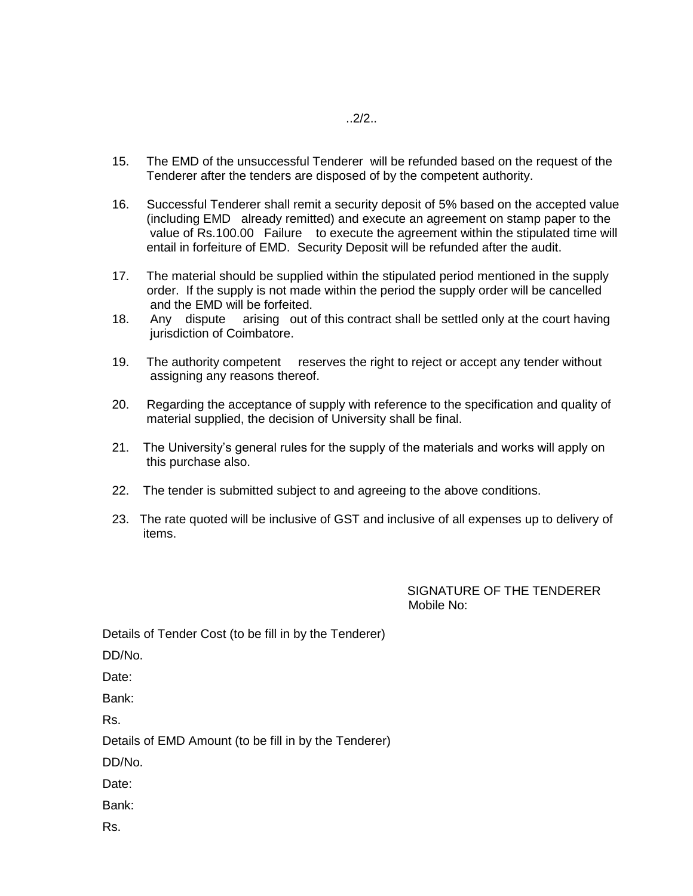15. The EMD of the unsuccessful Tenderer will be refunded based on the request of the Tenderer after the tenders are disposed of by the competent authority.

16. Successful Tenderer shall remit a security deposit of 5% based on the accepted value (including EMD already remitted) and execute an agreement on stamp paper to the value of Rs.100.00 Failure to execute the agreement within the stipulated time will entail in forfeiture of EMD. Security Deposit will be refunded after the audit.

17. The material should be supplied within the stipulated period mentioned in the supply order. If the supply is not made within the period the supply order will be cancelled and the EMD will be forfeited.

18. Any dispute arising out of this contract shall be settled only at the court having jurisdiction of Coimbatore.

19. The authority competent reserves the right to reject or accept any tender without assigning any reasons thereof.

20. Regarding the acceptance of supply with reference to the specification and quality of material supplied, the decision of University shall be final.

21. The University's general rules for the supply of the materials and works will apply on this purchase also.

22. The tender is submitted subject to and agreeing to the above conditions.

23. The rate quoted will be inclusive of GST and inclusive of all expenses up to delivery of items.

SIGNATURE OF THE TENDERER
Mobile No:

Details of Tender Cost (to be fill in by the Tenderer)

DD/No.

Date:

Bank:

Rs.

Details of EMD Amount (to be fill in by the Tenderer)

DD/No.

Date:

Bank:

Rs.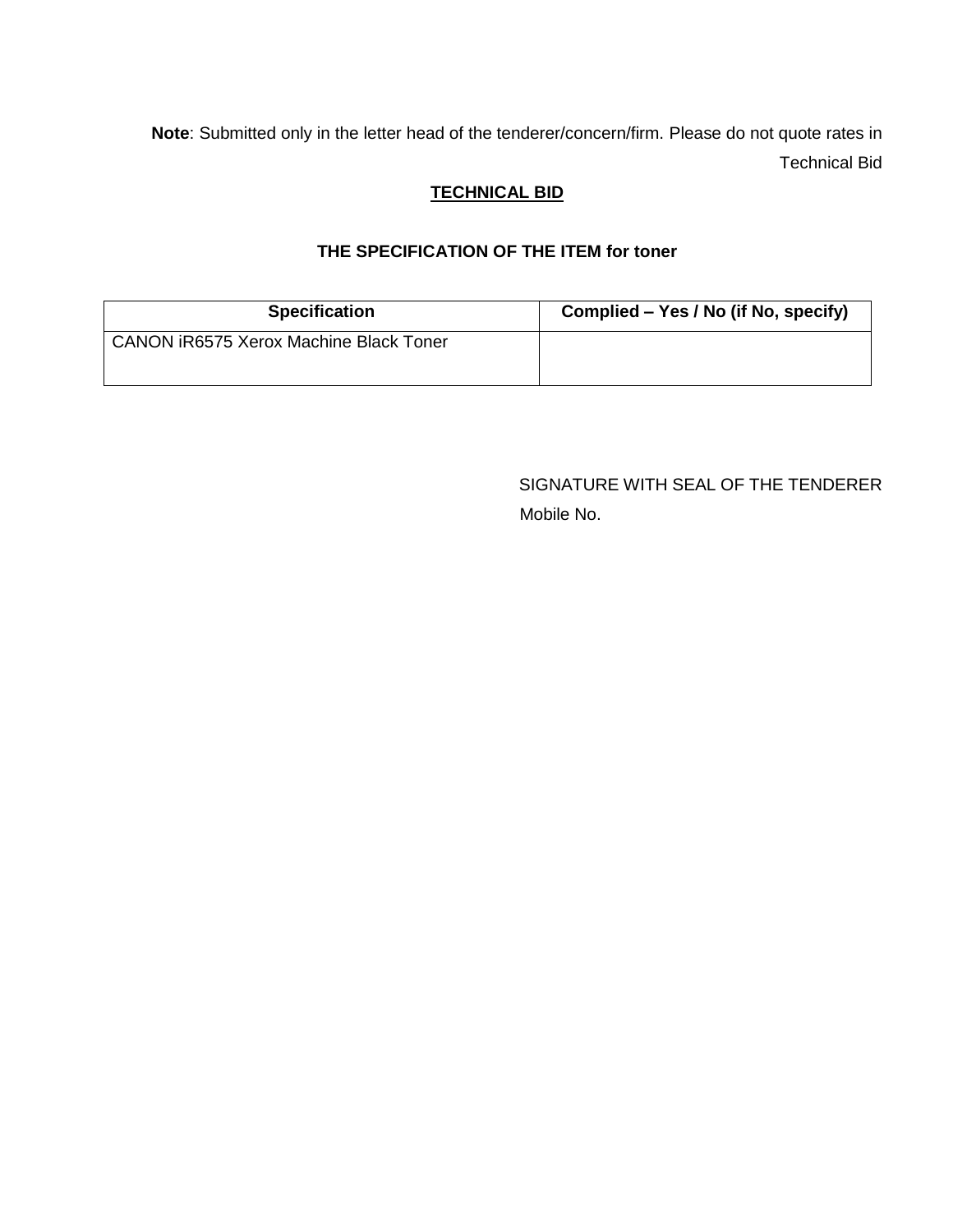**Note**: Submitted only in the letter head of the tenderer/concern/firm. Please do not quote rates in Technical Bid

## TECHNICAL BID

### THE SPECIFICATION OF THE ITEM for toner

| Specification | Complied – Yes / No (if No, specify) |
|---|---|
| CANON iR6575 Xerox Machine Black Toner | |

SIGNATURE WITH SEAL OF THE TENDERER

Mobile No.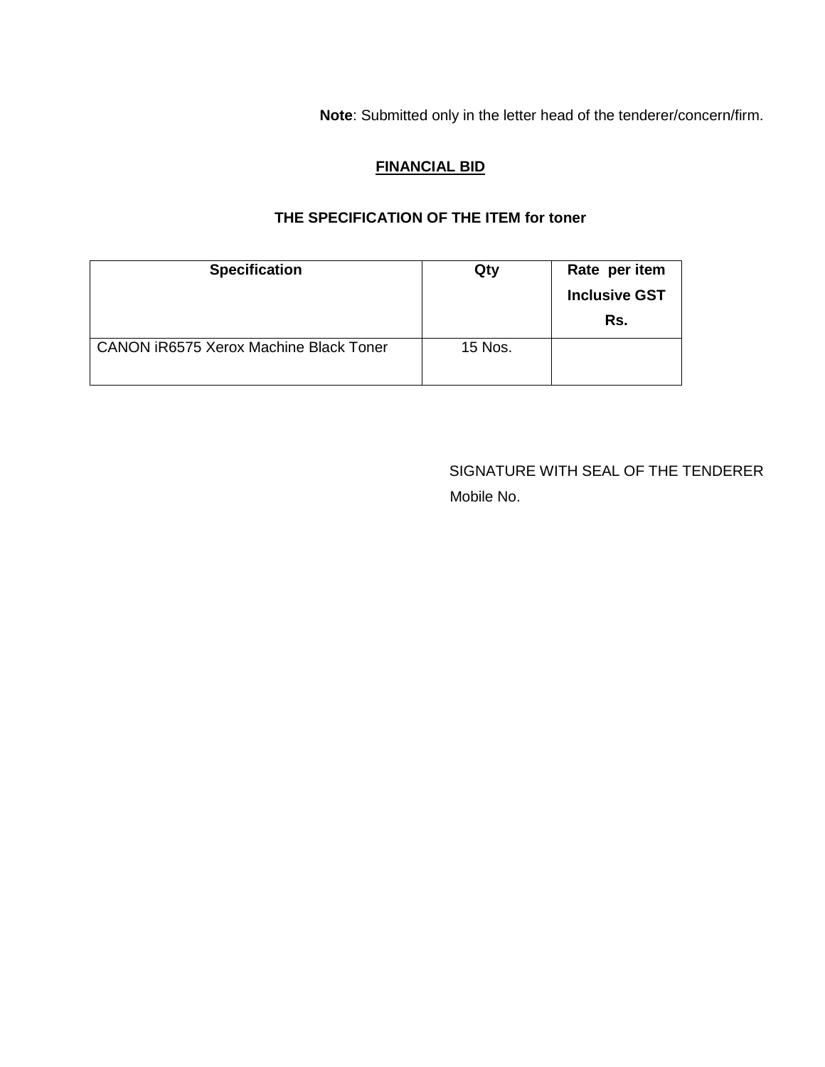**Note**: Submitted only in the letter head of the tenderer/concern/firm.

## FINANCIAL BID

### THE SPECIFICATION OF THE ITEM for toner

| Specification | Qty | Rate per item Inclusive GST Rs. |
|---|---|---|
| CANON iR6575 Xerox Machine Black Toner | 15 Nos. | |

SIGNATURE WITH SEAL OF THE TENDERER

Mobile No.